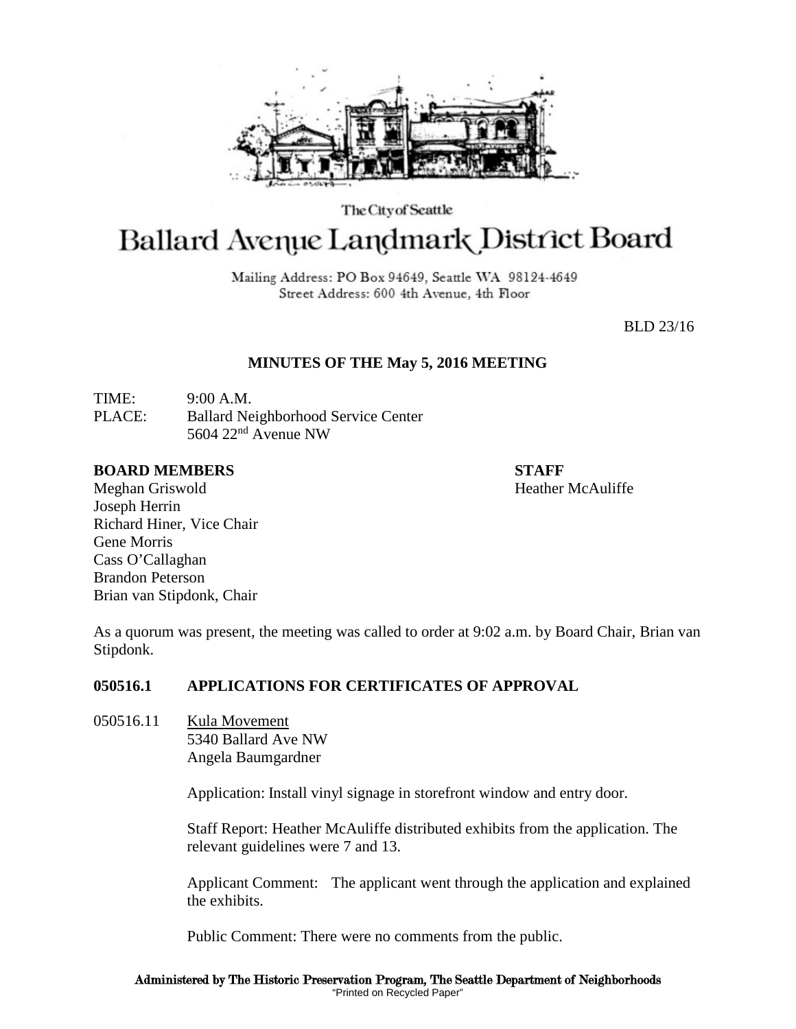The City of Seattle

# Ballard Avenue Landmark District Board

Mailing Address: PO Box 94649, Seattle WA 98124-4649
Street Address: 600 4th Avenue, 4th Floor

BLD 23/16

## MINUTES OF THE May 5, 2016 MEETING

TIME: 9:00 A.M.
PLACE: Ballard Neighborhood Service Center
5604 22nd Avenue NW

**BOARD MEMBERS**
Meghan Griswold
Joseph Herrin
Richard Hiner, Vice Chair
Gene Morris
Cass O'Callaghan
Brandon Peterson
Brian van Stipdonk, Chair

**STAFF**
Heather McAuliffe

As a quorum was present, the meeting was called to order at 9:02 a.m. by Board Chair, Brian van Stipdonk.

### 050516.1 APPLICATIONS FOR CERTIFICATES OF APPROVAL

050516.11 Kula Movement
5340 Ballard Ave NW
Angela Baumgardner

Application: Install vinyl signage in storefront window and entry door.

Staff Report: Heather McAuliffe distributed exhibits from the application. The relevant guidelines were 7 and 13.

Applicant Comment: The applicant went through the application and explained the exhibits.

Public Comment: There were no comments from the public.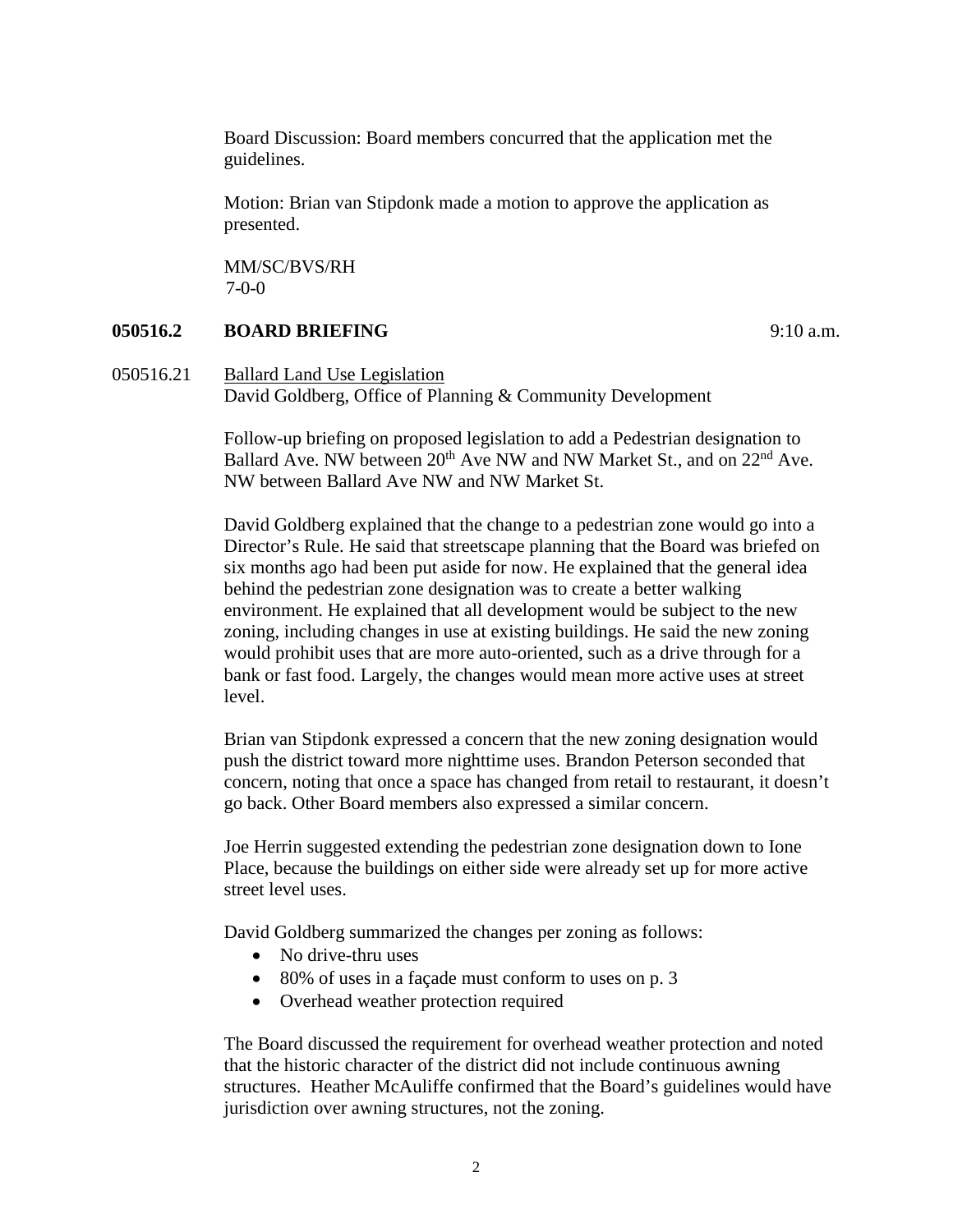Board Discussion: Board members concurred that the application met the guidelines.

Motion: Brian van Stipdonk made a motion to approve the application as presented.

MM/SC/BVS/RH
7-0-0

**050516.2 BOARD BRIEFING** 9:10 a.m.

050516.21 Ballard Land Use Legislation
David Goldberg, Office of Planning & Community Development

Follow-up briefing on proposed legislation to add a Pedestrian designation to Ballard Ave. NW between 20th Ave NW and NW Market St., and on 22nd Ave. NW between Ballard Ave NW and NW Market St.

David Goldberg explained that the change to a pedestrian zone would go into a Director's Rule. He said that streetscape planning that the Board was briefed on six months ago had been put aside for now. He explained that the general idea behind the pedestrian zone designation was to create a better walking environment. He explained that all development would be subject to the new zoning, including changes in use at existing buildings. He said the new zoning would prohibit uses that are more auto-oriented, such as a drive through for a bank or fast food. Largely, the changes would mean more active uses at street level.

Brian van Stipdonk expressed a concern that the new zoning designation would push the district toward more nighttime uses. Brandon Peterson seconded that concern, noting that once a space has changed from retail to restaurant, it doesn't go back. Other Board members also expressed a similar concern.

Joe Herrin suggested extending the pedestrian zone designation down to Ione Place, because the buildings on either side were already set up for more active street level uses.

David Goldberg summarized the changes per zoning as follows:

- No drive-thru uses
- 80% of uses in a façade must conform to uses on p. 3
- Overhead weather protection required

The Board discussed the requirement for overhead weather protection and noted that the historic character of the district did not include continuous awning structures. Heather McAuliffe confirmed that the Board's guidelines would have jurisdiction over awning structures, not the zoning.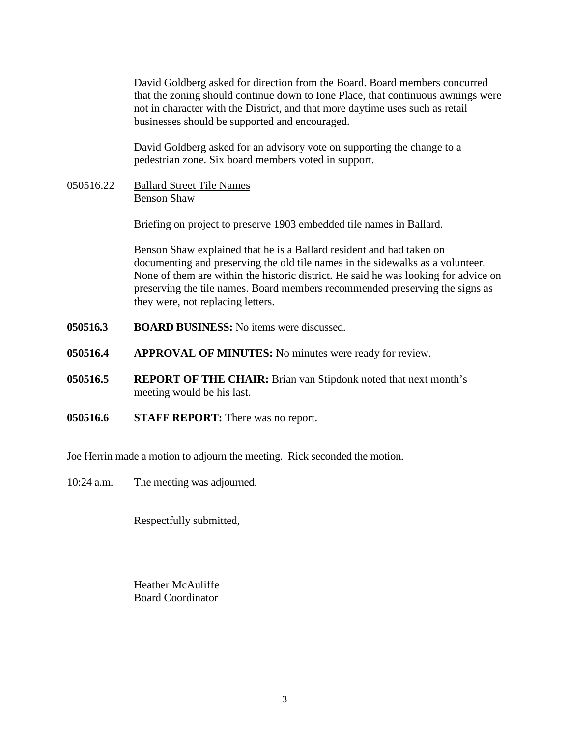David Goldberg asked for direction from the Board. Board members concurred that the zoning should continue down to Ione Place, that continuous awnings were not in character with the District, and that more daytime uses such as retail businesses should be supported and encouraged.

David Goldberg asked for an advisory vote on supporting the change to a pedestrian zone. Six board members voted in support.

050516.22 Ballard Street Tile Names
Benson Shaw

Briefing on project to preserve 1903 embedded tile names in Ballard.

Benson Shaw explained that he is a Ballard resident and had taken on documenting and preserving the old tile names in the sidewalks as a volunteer. None of them are within the historic district. He said he was looking for advice on preserving the tile names. Board members recommended preserving the signs as they were, not replacing letters.

**050516.3 BOARD BUSINESS:** No items were discussed.

**050516.4 APPROVAL OF MINUTES:** No minutes were ready for review.

**050516.5 REPORT OF THE CHAIR:** Brian van Stipdonk noted that next month's meeting would be his last.

**050516.6 STAFF REPORT:** There was no report.

Joe Herrin made a motion to adjourn the meeting. Rick seconded the motion.

10:24 a.m. The meeting was adjourned.

Respectfully submitted,

Heather McAuliffe
Board Coordinator